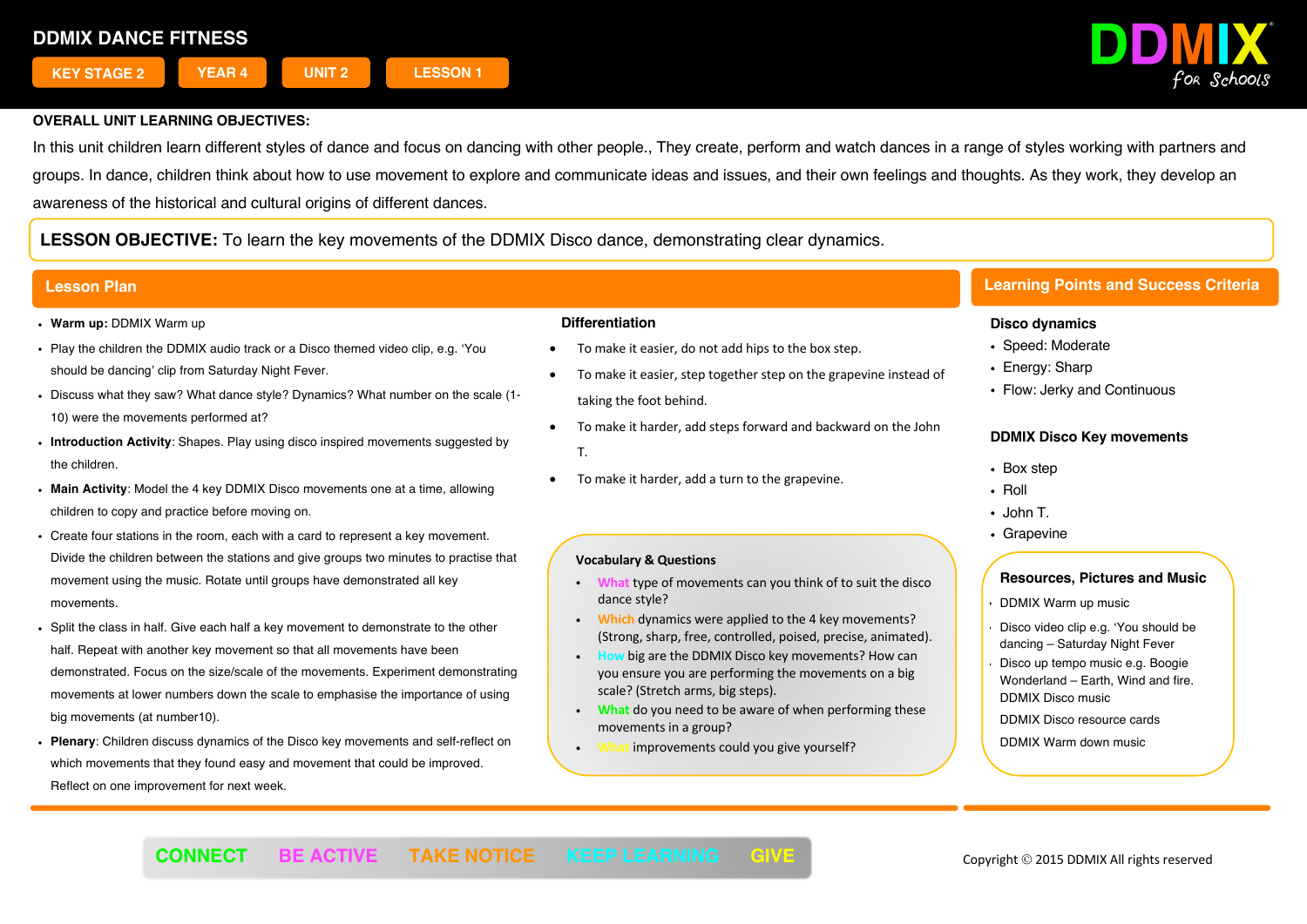# DDMIX DANCE FITNESS

KEY STAGE 2 | YEAR 4 | UNIT 2 | LESSON 1

DDMIX for Schools

**OVERALL UNIT LEARNING OBJECTIVES:**

In this unit children learn different styles of dance and focus on dancing with other people., They create, perform and watch dances in a range of styles working with partners and groups. In dance, children think about how to use movement to explore and communicate ideas and issues, and their own feelings and thoughts. As they work, they develop an awareness of the historical and cultural origins of different dances.

**LESSON OBJECTIVE:** To learn the key movements of the DDMIX Disco dance, demonstrating clear dynamics.

## Lesson Plan

- **Warm up:** DDMIX Warm up
- Play the children the DDMIX audio track or a Disco themed video clip, e.g. 'You should be dancing' clip from Saturday Night Fever.
- Discuss what they saw? What dance style? Dynamics? What number on the scale (1-10) were the movements performed at?
- **Introduction Activity**: Shapes. Play using disco inspired movements suggested by the children.
- **Main Activity**: Model the 4 key DDMIX Disco movements one at a time, allowing children to copy and practice before moving on.
- Create four stations in the room, each with a card to represent a key movement. Divide the children between the stations and give groups two minutes to practise that movement using the music. Rotate until groups have demonstrated all key movements.
- Split the class in half. Give each half a key movement to demonstrate to the other half. Repeat with another key movement so that all movements have been demonstrated. Focus on the size/scale of the movements. Experiment demonstrating movements at lower numbers down the scale to emphasise the importance of using big movements (at number10).
- **Plenary**: Children discuss dynamics of the Disco key movements and self-reflect on which movements that they found easy and movement that could be improved. Reflect on one improvement for next week.

### Differentiation

- To make it easier, do not add hips to the box step.
- To make it easier, step together step on the grapevine instead of taking the foot behind.
- To make it harder, add steps forward and backward on the John T.
- To make it harder, add a turn to the grapevine.

### Vocabulary & Questions

- What type of movements can you think of to suit the disco dance style?
- Which dynamics were applied to the 4 key movements? (Strong, sharp, free, controlled, poised, precise, animated).
- How big are the DDMIX Disco key movements? How can you ensure you are performing the movements on a big scale? (Stretch arms, big steps).
- What do you need to be aware of when performing these movements in a group?
- What improvements could you give yourself?

## Learning Points and Success Criteria

### Disco dynamics

- Speed: Moderate
- Energy: Sharp
- Flow: Jerky and Continuous

### DDMIX Disco Key movements

- Box step
- Roll
- John T.
- Grapevine

### Resources, Pictures and Music

- DDMIX Warm up music
- Disco video clip e.g. 'You should be dancing – Saturday Night Fever
- Disco up tempo music e.g. Boogie Wonderland – Earth, Wind and fire.

DDMIX Disco music

DDMIX Disco resource cards

DDMIX Warm down music

CONNECT BE ACTIVE TAKE NOTICE KEEP LEARNING GIVE

Copyright © 2015 DDMIX All rights reserved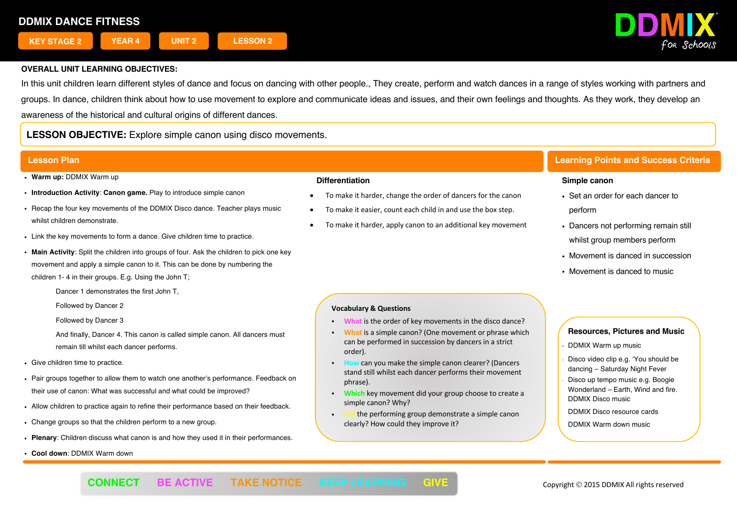# DDMIX DANCE FITNESS

KEY STAGE 2 | YEAR 4 | UNIT 2 | LESSON 2

DDMIX for Schools

**OVERALL UNIT LEARNING OBJECTIVES:**

In this unit children learn different styles of dance and focus on dancing with other people., They create, perform and watch dances in a range of styles working with partners and groups. In dance, children think about how to use movement to explore and communicate ideas and issues, and their own feelings and thoughts. As they work, they develop an awareness of the historical and cultural origins of different dances.

**LESSON OBJECTIVE:** Explore simple canon using disco movements.

## Lesson Plan

- **Warm up:** DDMIX Warm up
- **Introduction Activity**: **Canon game.** Play to introduce simple canon
- Recap the four key movements of the DDMIX Disco dance. Teacher plays music whilst children demonstrate.
- Link the key movements to form a dance. Give children time to practice.
- **Main Activity**: Split the children into groups of four. Ask the children to pick one key movement and apply a simple canon to it. This can be done by numbering the children 1- 4 in their groups. E.g. Using the John T;

  Dancer 1 demonstrates the first John T,

  Followed by Dancer 2

  Followed by Dancer 3

  And finally, Dancer 4. This canon is called simple canon. All dancers must remain till whilst each dancer performs.
- Give children time to practice.
- Pair groups together to allow them to watch one another's performance. Feedback on their use of canon: What was successful and what could be improved?
- Allow children to practice again to refine their performance based on their feedback.
- Change groups so that the children perform to a new group.
- **Plenary**: Children discuss what canon is and how they used it in their performances.
- **Cool down**: DDMIX Warm down

### Differentiation

- To make it harder, change the order of dancers for the canon
- To make it easier, count each child in and use the box step.
- To make it harder, apply canon to an additional key movement

### Vocabulary & Questions

- What is the order of key movements in the disco dance?
- What is a simple canon? (One movement or phrase which can be performed in succession by dancers in a strict order).
- How can you make the simple canon clearer? (Dancers stand still whilst each dancer performs their movement phrase).
- Which key movement did your group choose to create a simple canon? Why?
- Did the performing group demonstrate a simple canon clearly? How could they improve it?

## Learning Points and Success Criteria

### Simple canon

- Set an order for each dancer to perform
- Dancers not performing remain still whilst group members perform
- Movement is danced in succession
- Movement is danced to music

### Resources, Pictures and Music

- DDMIX Warm up music
- Disco video clip e.g. 'You should be dancing – Saturday Night Fever
- Disco up tempo music e.g. Boogie Wonderland – Earth, Wind and fire. DDMIX Disco music

  DDMIX Disco resource cards

  DDMIX Warm down music

CONNECT BE ACTIVE TAKE NOTICE KEEP LEARNING GIVE

Copyright © 2015 DDMIX All rights reserved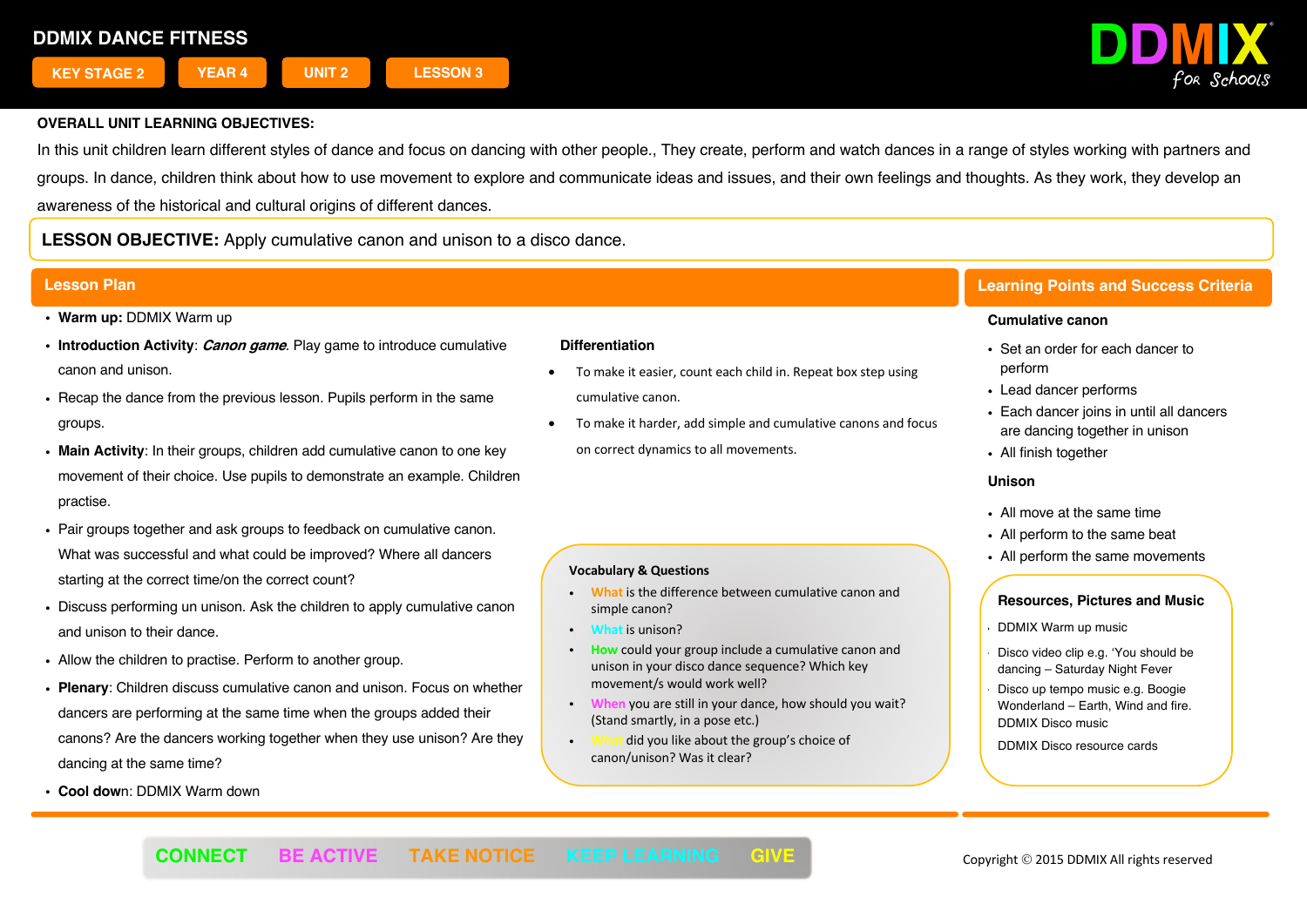# DDMIX DANCE FITNESS

KEY STAGE 2 | YEAR 4 | UNIT 2 | LESSON 3

DDMIX for Schools

**OVERALL UNIT LEARNING OBJECTIVES:**

In this unit children learn different styles of dance and focus on dancing with other people., They create, perform and watch dances in a range of styles working with partners and groups. In dance, children think about how to use movement to explore and communicate ideas and issues, and their own feelings and thoughts. As they work, they develop an awareness of the historical and cultural origins of different dances.

**LESSON OBJECTIVE:** Apply cumulative canon and unison to a disco dance.

## Lesson Plan

- **Warm up:** DDMIX Warm up
- **Introduction Activity**: ***Canon game***. Play game to introduce cumulative canon and unison.
- Recap the dance from the previous lesson. Pupils perform in the same groups.
- **Main Activity**: In their groups, children add cumulative canon to one key movement of their choice. Use pupils to demonstrate an example. Children practise.
- Pair groups together and ask groups to feedback on cumulative canon. What was successful and what could be improved? Where all dancers starting at the correct time/on the correct count?
- Discuss performing un unison. Ask the children to apply cumulative canon and unison to their dance.
- Allow the children to practise. Perform to another group.
- **Plenary**: Children discuss cumulative canon and unison. Focus on whether dancers are performing at the same time when the groups added their canons? Are the dancers working together when they use unison? Are they dancing at the same time?
- **Cool down**: DDMIX Warm down

### Differentiation

- To make it easier, count each child in. Repeat box step using cumulative canon.
- To make it harder, add simple and cumulative canons and focus on correct dynamics to all movements.

### Vocabulary & Questions

- What is the difference between cumulative canon and simple canon?
- What is unison?
- How could your group include a cumulative canon and unison in your disco dance sequence? Which key movement/s would work well?
- When you are still in your dance, how should you wait? (Stand smartly, in a pose etc.)
- What did you like about the group's choice of canon/unison? Was it clear?

## Learning Points and Success Criteria

**Cumulative canon**

- Set an order for each dancer to perform
- Lead dancer performs
- Each dancer joins in until all dancers are dancing together in unison
- All finish together

**Unison**

- All move at the same time
- All perform to the same beat
- All perform the same movements

### Resources, Pictures and Music

- DDMIX Warm up music
- Disco video clip e.g. 'You should be dancing – Saturday Night Fever
- Disco up tempo music e.g. Boogie Wonderland – Earth, Wind and fire. DDMIX Disco music

DDMIX Disco resource cards

CONNECT | BE ACTIVE | TAKE NOTICE | KEEP LEARNING | GIVE

Copyright © 2015 DDMIX All rights reserved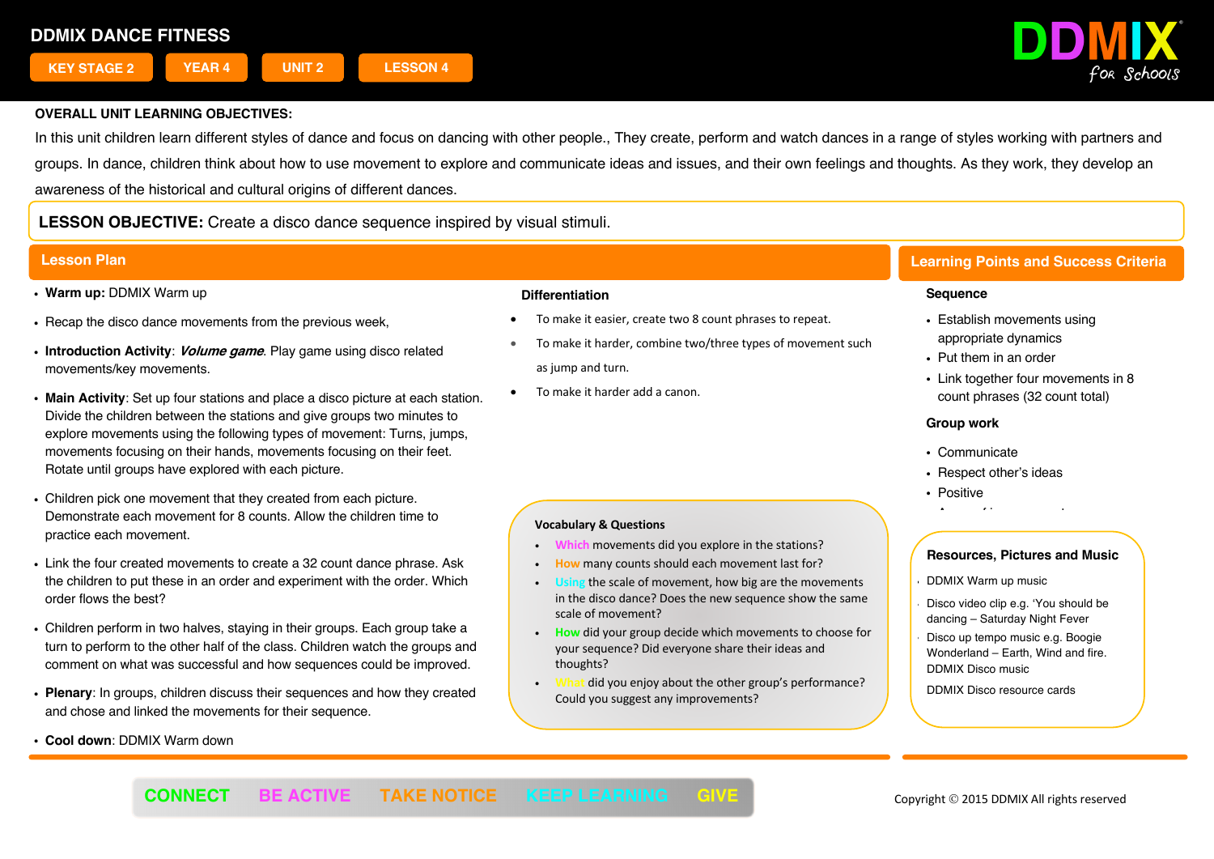# DDMIX DANCE FITNESS

KEY STAGE 2 | YEAR 4 | UNIT 2 | LESSON 4

**OVERALL UNIT LEARNING OBJECTIVES:**

In this unit children learn different styles of dance and focus on dancing with other people., They create, perform and watch dances in a range of styles working with partners and groups. In dance, children think about how to use movement to explore and communicate ideas and issues, and their own feelings and thoughts. As they work, they develop an awareness of the historical and cultural origins of different dances.

**LESSON OBJECTIVE:** Create a disco dance sequence inspired by visual stimuli.

## Lesson Plan

- **Warm up:** DDMIX Warm up
- Recap the disco dance movements from the previous week,
- **Introduction Activity**: ***Volume game***. Play game using disco related movements/key movements.
- **Main Activity**: Set up four stations and place a disco picture at each station. Divide the children between the stations and give groups two minutes to explore movements using the following types of movement: Turns, jumps, movements focusing on their hands, movements focusing on their feet. Rotate until groups have explored with each picture.
- Children pick one movement that they created from each picture. Demonstrate each movement for 8 counts. Allow the children time to practice each movement.
- Link the four created movements to create a 32 count dance phrase. Ask the children to put these in an order and experiment with the order. Which order flows the best?
- Children perform in two halves, staying in their groups. Each group take a turn to perform to the other half of the class. Children watch the groups and comment on what was successful and how sequences could be improved.
- **Plenary**: In groups, children discuss their sequences and how they created and chose and linked the movements for their sequence.
- **Cool down**: DDMIX Warm down

### Differentiation

- To make it easier, create two 8 count phrases to repeat.
- To make it harder, combine two/three types of movement such as jump and turn.
- To make it harder add a canon.

### Vocabulary & Questions

- Which movements did you explore in the stations?
- How many counts should each movement last for?
- Using the scale of movement, how big are the movements in the disco dance? Does the new sequence show the same scale of movement?
- How did your group decide which movements to choose for your sequence? Did everyone share their ideas and thoughts?
- What did you enjoy about the other group's performance? Could you suggest any improvements?

## Learning Points and Success Criteria

**Sequence**

- Establish movements using appropriate dynamics
- Put them in an order
- Link together four movements in 8 count phrases (32 count total)

**Group work**

- Communicate
- Respect other's ideas
- Positive

### Resources, Pictures and Music

- DDMIX Warm up music
- Disco video clip e.g. 'You should be dancing – Saturday Night Fever
- Disco up tempo music e.g. Boogie Wonderland – Earth, Wind and fire. DDMIX Disco music
- DDMIX Disco resource cards

CONNECT BE ACTIVE TAKE NOTICE KEEP LEARNING GIVE

Copyright © 2015 DDMIX All rights reserved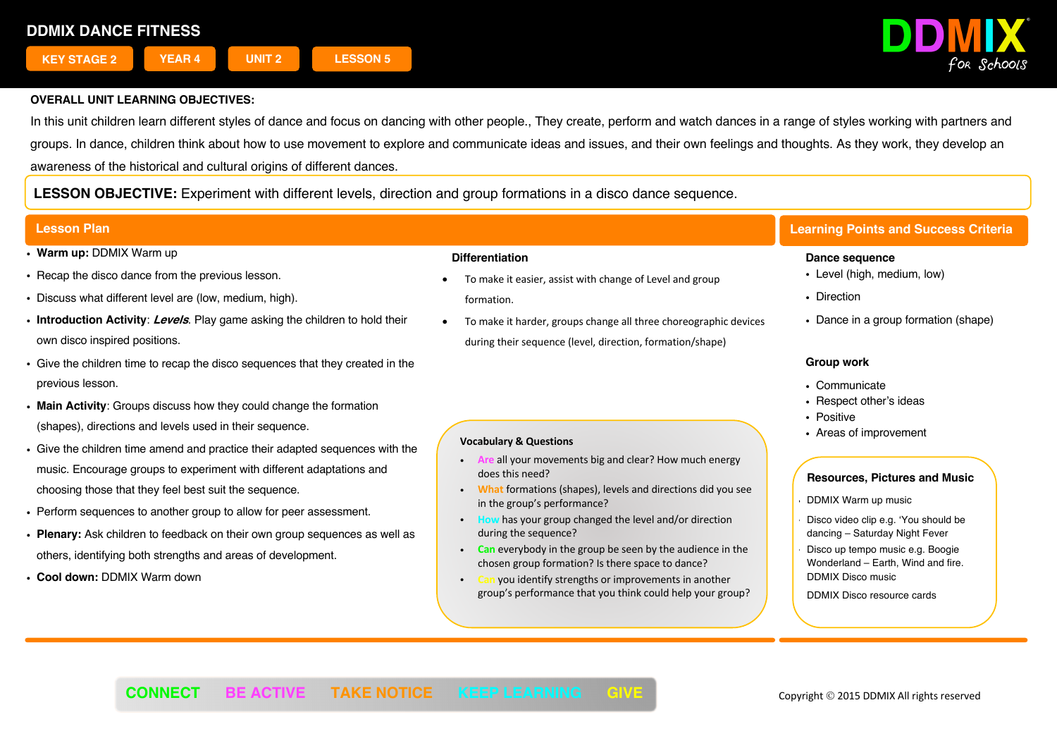# DDMIX DANCE FITNESS

KEY STAGE 2 | YEAR 4 | UNIT 2 | LESSON 5

DDMIX for Schools

**OVERALL UNIT LEARNING OBJECTIVES:**

In this unit children learn different styles of dance and focus on dancing with other people., They create, perform and watch dances in a range of styles working with partners and groups. In dance, children think about how to use movement to explore and communicate ideas and issues, and their own feelings and thoughts. As they work, they develop an awareness of the historical and cultural origins of different dances.

**LESSON OBJECTIVE:** Experiment with different levels, direction and group formations in a disco dance sequence.

## Lesson Plan

- **Warm up:** DDMIX Warm up
- Recap the disco dance from the previous lesson.
- Discuss what different level are (low, medium, high).
- **Introduction Activity**: ***Levels***. Play game asking the children to hold their own disco inspired positions.
- Give the children time to recap the disco sequences that they created in the previous lesson.
- **Main Activity**: Groups discuss how they could change the formation (shapes), directions and levels used in their sequence.
- Give the children time amend and practice their adapted sequences with the music. Encourage groups to experiment with different adaptations and choosing those that they feel best suit the sequence.
- Perform sequences to another group to allow for peer assessment.
- **Plenary:** Ask children to feedback on their own group sequences as well as others, identifying both strengths and areas of development.
- **Cool down:** DDMIX Warm down

### Differentiation

- To make it easier, assist with change of Level and group formation.
- To make it harder, groups change all three choreographic devices during their sequence (level, direction, formation/shape)

### Vocabulary & Questions

- Are all your movements big and clear? How much energy does this need?
- What formations (shapes), levels and directions did you see in the group's performance?
- How has your group changed the level and/or direction during the sequence?
- Can everybody in the group be seen by the audience in the chosen group formation? Is there space to dance?
- Can you identify strengths or improvements in another group's performance that you think could help your group?

## Learning Points and Success Criteria

### Dance sequence

- Level (high, medium, low)
- Direction
- Dance in a group formation (shape)

### Group work

- Communicate
- Respect other's ideas
- Positive
- Areas of improvement

### Resources, Pictures and Music

- DDMIX Warm up music
- Disco video clip e.g. 'You should be dancing – Saturday Night Fever
- Disco up tempo music e.g. Boogie Wonderland – Earth, Wind and fire. DDMIX Disco music

DDMIX Disco resource cards

CONNECT BE ACTIVE TAKE NOTICE KEEP LEARNING GIVE

Copyright © 2015 DDMIX All rights reserved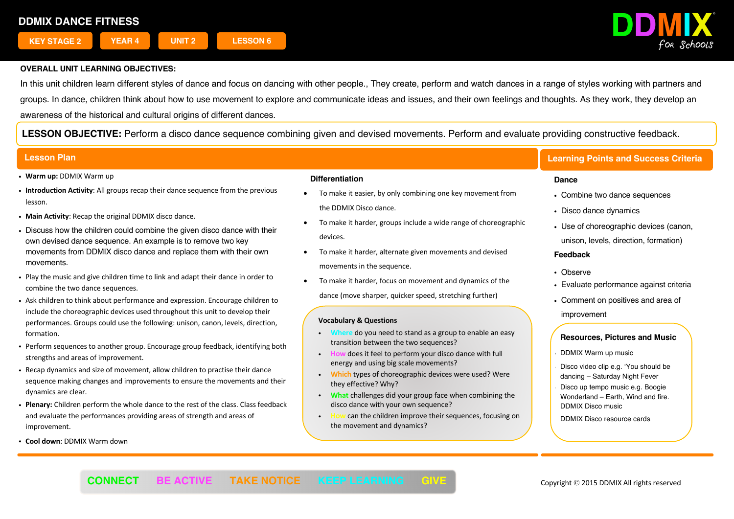# DDMIX DANCE FITNESS

KEY STAGE 2 | YEAR 4 | UNIT 2 | LESSON 6

DDMIX for Schools

**OVERALL UNIT LEARNING OBJECTIVES:**

In this unit children learn different styles of dance and focus on dancing with other people., They create, perform and watch dances in a range of styles working with partners and groups. In dance, children think about how to use movement to explore and communicate ideas and issues, and their own feelings and thoughts. As they work, they develop an awareness of the historical and cultural origins of different dances.

**LESSON OBJECTIVE:** Perform a disco dance sequence combining given and devised movements. Perform and evaluate providing constructive feedback.

## Lesson Plan

- **Warm up:** DDMIX Warm up
- **Introduction Activity**: All groups recap their dance sequence from the previous lesson.
- **Main Activity**: Recap the original DDMIX disco dance.
- Discuss how the children could combine the given disco dance with their own devised dance sequence. An example is to remove two key movements from DDMIX disco dance and replace them with their own movements.
- Play the music and give children time to link and adapt their dance in order to combine the two dance sequences.
- Ask children to think about performance and expression. Encourage children to include the choreographic devices used throughout this unit to develop their performances. Groups could use the following: unison, canon, levels, direction, formation.
- Perform sequences to another group. Encourage group feedback, identifying both strengths and areas of improvement.
- Recap dynamics and size of movement, allow children to practise their dance sequence making changes and improvements to ensure the movements and their dynamics are clear.
- **Plenary:** Children perform the whole dance to the rest of the class. Class feedback and evaluate the performances providing areas of strength and areas of improvement.
- **Cool down**: DDMIX Warm down

### Differentiation

- To make it easier, by only combining one key movement from the DDMIX Disco dance.
- To make it harder, groups include a wide range of choreographic devices.
- To make it harder, alternate given movements and devised movements in the sequence.
- To make it harder, focus on movement and dynamics of the dance (move sharper, quicker speed, stretching further)

### Vocabulary & Questions

- Where do you need to stand as a group to enable an easy transition between the two sequences?
- How does it feel to perform your disco dance with full energy and using big scale movements?
- Which types of choreographic devices were used? Were they effective? Why?
- What challenges did your group face when combining the disco dance with your own sequence?
- How can the children improve their sequences, focusing on the movement and dynamics?

## Learning Points and Success Criteria

### Dance

- Combine two dance sequences
- Disco dance dynamics
- Use of choreographic devices (canon, unison, levels, direction, formation)

### Feedback

- Observe
- Evaluate performance against criteria
- Comment on positives and area of improvement

### Resources, Pictures and Music

- DDMIX Warm up music
- Disco video clip e.g. 'You should be dancing – Saturday Night Fever
- Disco up tempo music e.g. Boogie Wonderland – Earth, Wind and fire. DDMIX Disco music

DDMIX Disco resource cards

CONNECT BE ACTIVE TAKE NOTICE KEEP LEARNING GIVE

Copyright © 2015 DDMIX All rights reserved